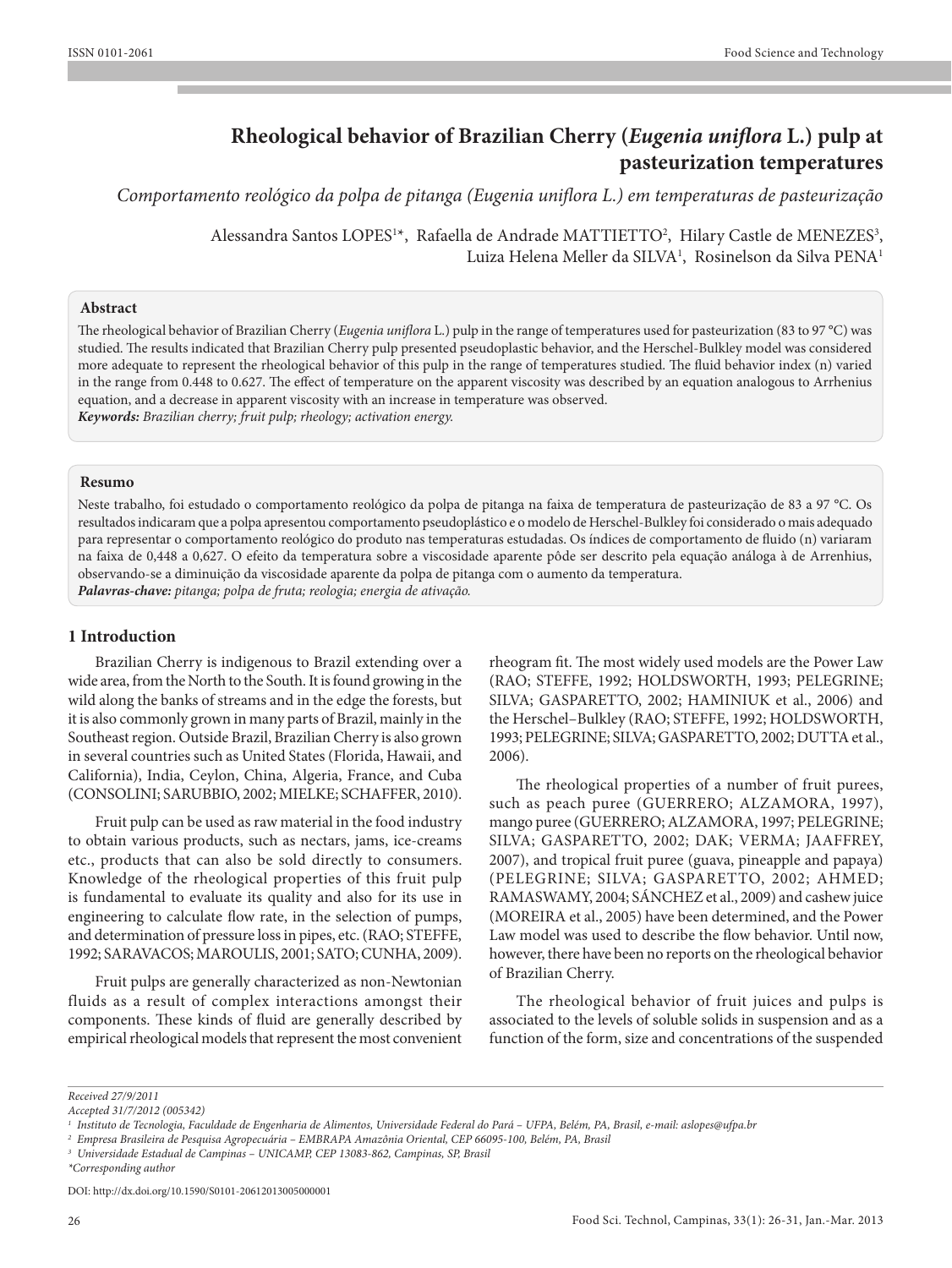# Rheological behavior of Brazilian Cherry (*Eugenia uniflora* L.) pulp at pasteurization temperatures

*Comportamento reológico da polpa de pitanga (Eugenia uniflora L.) em temperaturas de pasteurização*

Alessandra Santos LOPES[1]*, Rafaella de Andrade MATTIETTO[2], Hilary Castle de MENEZES[3], Luiza Helena Meller da SILVA[1], Rosinelson da Silva PENA[1]

## Abstract

The rheological behavior of Brazilian Cherry (*Eugenia uniflora* L.) pulp in the range of temperatures used for pasteurization (83 to 97 °C) was studied. The results indicated that Brazilian Cherry pulp presented pseudoplastic behavior, and the Herschel-Bulkley model was considered more adequate to represent the rheological behavior of this pulp in the range of temperatures studied. The fluid behavior index (n) varied in the range from 0.448 to 0.627. The effect of temperature on the apparent viscosity was described by an equation analogous to Arrhenius equation, and a decrease in apparent viscosity with an increase in temperature was observed.

***Keywords:*** *Brazilian cherry; fruit pulp; rheology; activation energy.*

## Resumo

Neste trabalho, foi estudado o comportamento reológico da polpa de pitanga na faixa de temperatura de pasteurização de 83 a 97 °C. Os resultados indicaram que a polpa apresentou comportamento pseudoplástico e o modelo de Herschel-Bulkley foi considerado o mais adequado para representar o comportamento reológico do produto nas temperaturas estudadas. Os índices de comportamento de fluido (n) variaram na faixa de 0,448 a 0,627. O efeito da temperatura sobre a viscosidade aparente pôde ser descrito pela equação análoga à de Arrhenius, observando-se a diminuição da viscosidade aparente da polpa de pitanga com o aumento da temperatura.

***Palavras-chave:*** *pitanga; polpa de fruta; reologia; energia de ativação.*

## 1 Introduction

Brazilian Cherry is indigenous to Brazil extending over a wide area, from the North to the South. It is found growing in the wild along the banks of streams and in the edge the forests, but it is also commonly grown in many parts of Brazil, mainly in the Southeast region. Outside Brazil, Brazilian Cherry is also grown in several countries such as United States (Florida, Hawaii, and California), India, Ceylon, China, Algeria, France, and Cuba (CONSOLINI; SARUBBIO, 2002; MIELKE; SCHAFFER, 2010).

Fruit pulp can be used as raw material in the food industry to obtain various products, such as nectars, jams, ice-creams etc., products that can also be sold directly to consumers. Knowledge of the rheological properties of this fruit pulp is fundamental to evaluate its quality and also for its use in engineering to calculate flow rate, in the selection of pumps, and determination of pressure loss in pipes, etc. (RAO; STEFFE, 1992; SARAVACOS; MAROULIS, 2001; SATO; CUNHA, 2009).

Fruit pulps are generally characterized as non-Newtonian fluids as a result of complex interactions amongst their components. These kinds of fluid are generally described by empirical rheological models that represent the most convenient rheogram fit. The most widely used models are the Power Law (RAO; STEFFE, 1992; HOLDSWORTH, 1993; PELEGRINE; SILVA; GASPARETTO, 2002; HAMINIUK et al., 2006) and the Herschel–Bulkley (RAO; STEFFE, 1992; HOLDSWORTH, 1993; PELEGRINE; SILVA; GASPARETTO, 2002; DUTTA et al., 2006).

The rheological properties of a number of fruit purees, such as peach puree (GUERRERO; ALZAMORA, 1997), mango puree (GUERRERO; ALZAMORA, 1997; PELEGRINE; SILVA; GASPARETTO, 2002; DAK; VERMA; JAAFFREY, 2007), and tropical fruit puree (guava, pineapple and papaya) (PELEGRINE; SILVA; GASPARETTO, 2002; AHMED; RAMASWAMY, 2004; SÁNCHEZ et al., 2009) and cashew juice (MOREIRA et al., 2005) have been determined, and the Power Law model was used to describe the flow behavior. Until now, however, there have been no reports on the rheological behavior of Brazilian Cherry.

The rheological behavior of fruit juices and pulps is associated to the levels of soluble solids in suspension and as a function of the form, size and concentrations of the suspended

---

*Received 27/9/2011*

*Accepted 31/7/2012 (005342)*

[1] *Instituto de Tecnologia, Faculdade de Engenharia de Alimentos, Universidade Federal do Pará – UFPA, Belém, PA, Brasil, e-mail: aslopes@ufpa.br*

[2] *Empresa Brasileira de Pesquisa Agropecuária – EMBRAPA Amazônia Oriental, CEP 66095-100, Belém, PA, Brasil*

[3] *Universidade Estadual de Campinas – UNICAMP, CEP 13083-862, Campinas, SP, Brasil*

*\*Corresponding author*

DOI: http://dx.doi.org/10.1590/S0101-20612013005000001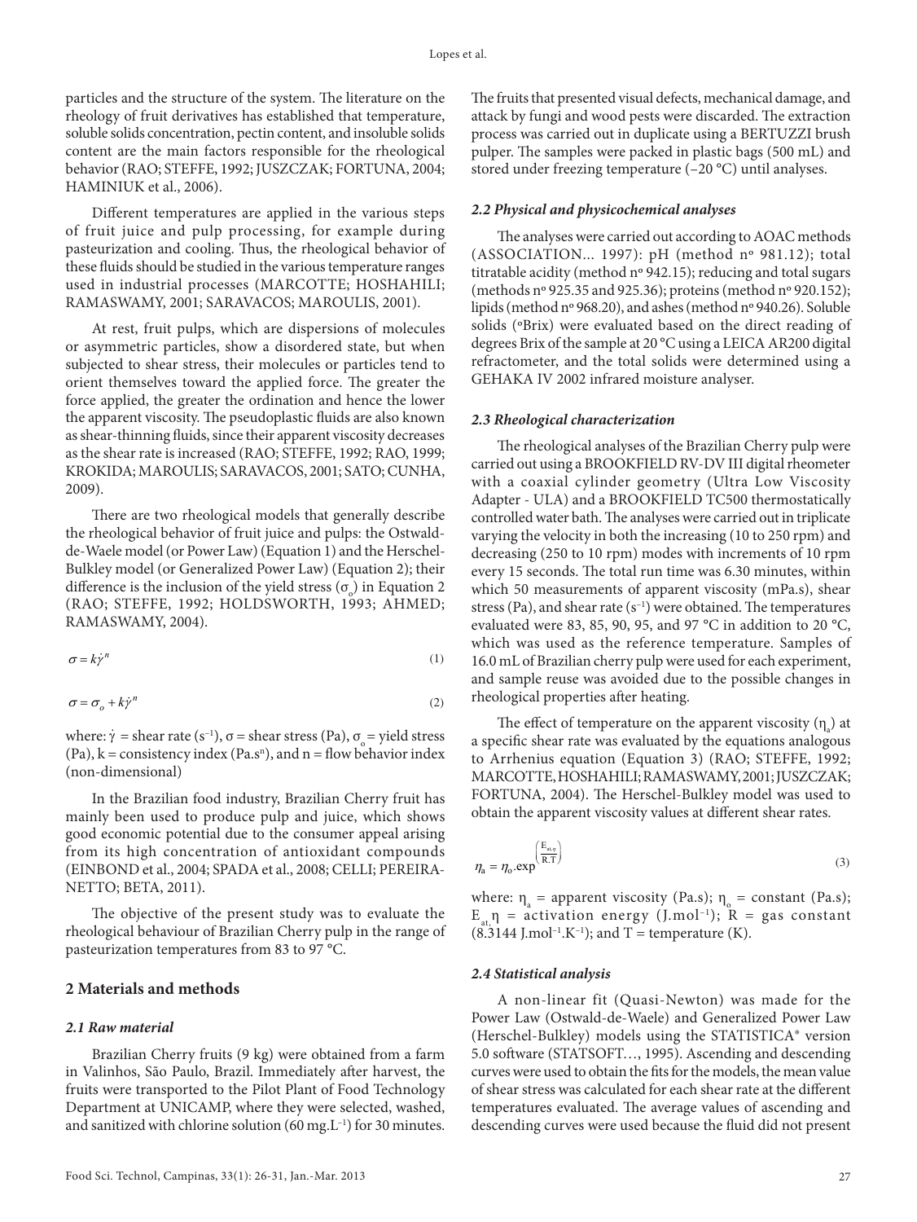particles and the structure of the system. The literature on the rheology of fruit derivatives has established that temperature, soluble solids concentration, pectin content, and insoluble solids content are the main factors responsible for the rheological behavior (RAO; STEFFE, 1992; JUSZCZAK; FORTUNA, 2004; HAMINIUK et al., 2006).

Different temperatures are applied in the various steps of fruit juice and pulp processing, for example during pasteurization and cooling. Thus, the rheological behavior of these fluids should be studied in the various temperature ranges used in industrial processes (MARCOTTE; HOSHAHILI; RAMASWAMY, 2001; SARAVACOS; MAROULIS, 2001).

At rest, fruit pulps, which are dispersions of molecules or asymmetric particles, show a disordered state, but when subjected to shear stress, their molecules or particles tend to orient themselves toward the applied force. The greater the force applied, the greater the ordination and hence the lower the apparent viscosity. The pseudoplastic fluids are also known as shear-thinning fluids, since their apparent viscosity decreases as the shear rate is increased (RAO; STEFFE, 1992; RAO, 1999; KROKIDA; MAROULIS; SARAVACOS, 2001; SATO; CUNHA, 2009).

There are two rheological models that generally describe the rheological behavior of fruit juice and pulps: the Ostwald-de-Waele model (or Power Law) (Equation 1) and the Herschel-Bulkley model (or Generalized Power Law) (Equation 2); their difference is the inclusion of the yield stress ($\sigma_o$) in Equation 2 (RAO; STEFFE, 1992; HOLDSWORTH, 1993; AHMED; RAMASWAMY, 2004).

$$\sigma = k\dot{\gamma}^n \tag{1}$$

$$\sigma = \sigma_o + k\dot{\gamma}^n \tag{2}$$

where: $\dot{\gamma}$ = shear rate ($s^{-1}$), $\sigma$ = shear stress (Pa), $\sigma_o$ = yield stress (Pa), k = consistency index ($Pa.s^n$), and n = flow behavior index (non-dimensional)

In the Brazilian food industry, Brazilian Cherry fruit has mainly been used to produce pulp and juice, which shows good economic potential due to the consumer appeal arising from its high concentration of antioxidant compounds (EINBOND et al., 2004; SPADA et al., 2008; CELLI; PEREIRA-NETTO; BETA, 2011).

The objective of the present study was to evaluate the rheological behaviour of Brazilian Cherry pulp in the range of pasteurization temperatures from 83 to 97 °C.

## 2 Materials and methods

### 2.1 Raw material

Brazilian Cherry fruits (9 kg) were obtained from a farm in Valinhos, São Paulo, Brazil. Immediately after harvest, the fruits were transported to the Pilot Plant of Food Technology Department at UNICAMP, where they were selected, washed, and sanitized with chlorine solution (60 $mg.L^{-1}$) for 30 minutes. The fruits that presented visual defects, mechanical damage, and attack by fungi and wood pests were discarded. The extraction process was carried out in duplicate using a BERTUZZI brush pulper. The samples were packed in plastic bags (500 mL) and stored under freezing temperature (–20 °C) until analyses.

### 2.2 Physical and physicochemical analyses

The analyses were carried out according to AOAC methods (ASSOCIATION... 1997): pH (method nº 981.12); total titratable acidity (method nº 942.15); reducing and total sugars (methods nº 925.35 and 925.36); proteins (method nº 920.152); lipids (method nº 968.20), and ashes (method nº 940.26). Soluble solids (ºBrix) were evaluated based on the direct reading of degrees Brix of the sample at 20 °C using a LEICA AR200 digital refractometer, and the total solids were determined using a GEHAKA IV 2002 infrared moisture analyser.

### 2.3 Rheological characterization

The rheological analyses of the Brazilian Cherry pulp were carried out using a BROOKFIELD RV-DV III digital rheometer with a coaxial cylinder geometry (Ultra Low Viscosity Adapter - ULA) and a BROOKFIELD TC500 thermostatically controlled water bath. The analyses were carried out in triplicate varying the velocity in both the increasing (10 to 250 rpm) and decreasing (250 to 10 rpm) modes with increments of 10 rpm every 15 seconds. The total run time was 6.30 minutes, within which 50 measurements of apparent viscosity (mPa.s), shear stress (Pa), and shear rate ($s^{-1}$) were obtained. The temperatures evaluated were 83, 85, 90, 95, and 97 °C in addition to 20 °C, which was used as the reference temperature. Samples of 16.0 mL of Brazilian cherry pulp were used for each experiment, and sample reuse was avoided due to the possible changes in rheological properties after heating.

The effect of temperature on the apparent viscosity ($\eta_a$) at a specific shear rate was evaluated by the equations analogous to Arrhenius equation (Equation 3) (RAO; STEFFE, 1992; MARCOTTE, HOSHAHILI; RAMASWAMY, 2001; JUSZCZAK; FORTUNA, 2004). The Herschel-Bulkley model was used to obtain the apparent viscosity values at different shear rates.

$$\eta_a = \eta_o . \exp^{\left(\frac{E_{at,\eta}}{R.T}\right)} \tag{3}$$

where: $\eta_a$ = apparent viscosity (Pa.s); $\eta_o$ = constant (Pa.s); $E_{at}\eta$ = activation energy ($J.mol^{-1}$); R = gas constant (8.3144 $J.mol^{-1}.K^{-1}$); and T = temperature (K).

### 2.4 Statistical analysis

A non-linear fit (Quasi-Newton) was made for the Power Law (Ostwald-de-Waele) and Generalized Power Law (Herschel-Bulkley) models using the STATISTICA® version 5.0 software (STATSOFT…, 1995). Ascending and descending curves were used to obtain the fits for the models, the mean value of shear stress was calculated for each shear rate at the different temperatures evaluated. The average values of ascending and descending curves were used because the fluid did not present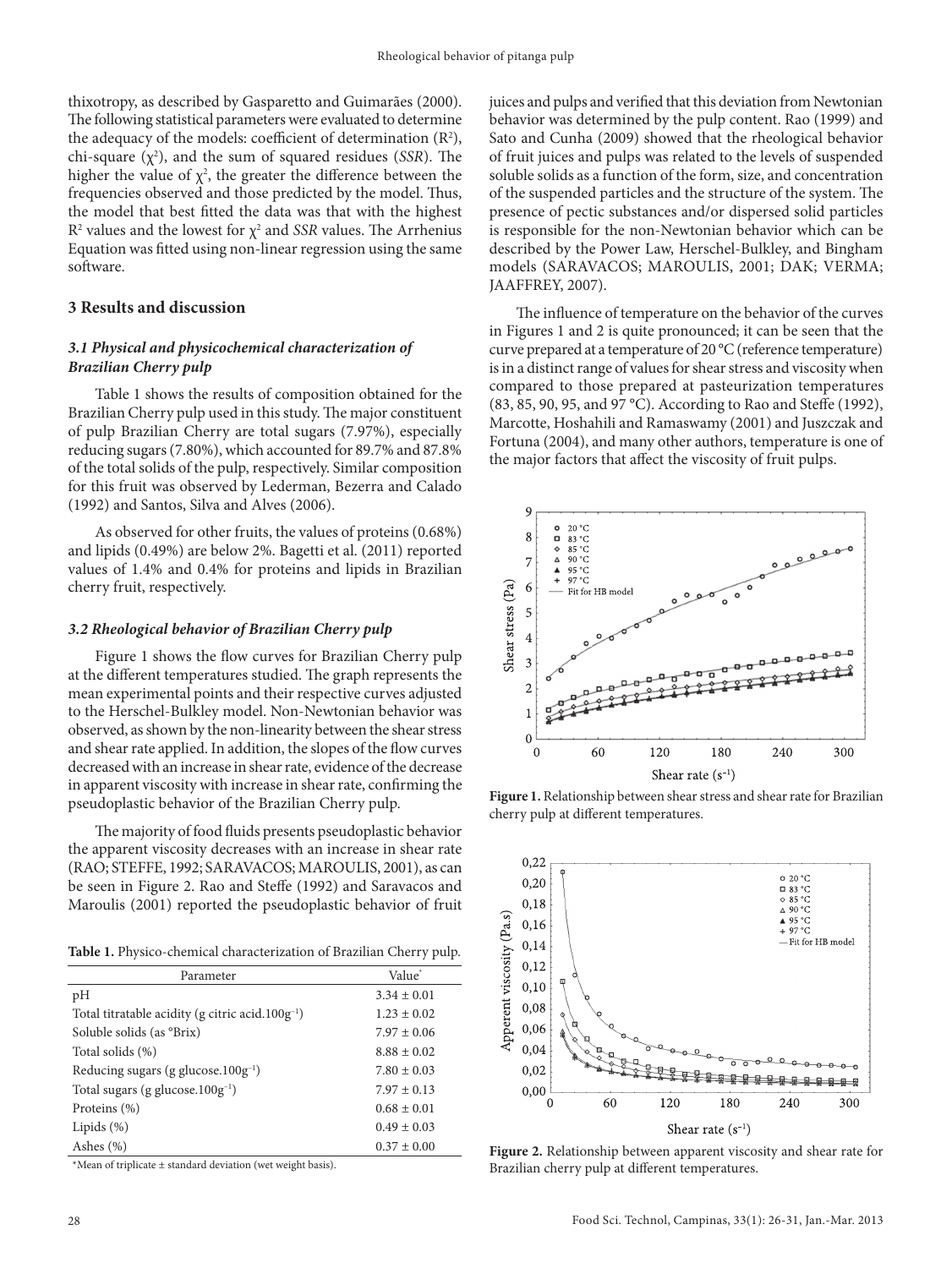thixotropy, as described by Gasparetto and Guimarães (2000). The following statistical parameters were evaluated to determine the adequacy of the models: coefficient of determination ($R^2$), chi-square ($\chi^2$), and the sum of squared residues (*SSR*). The higher the value of $\chi^2$, the greater the difference between the frequencies observed and those predicted by the model. Thus, the model that best fitted the data was that with the highest $R^2$ values and the lowest for $\chi^2$ and *SSR* values. The Arrhenius Equation was fitted using non-linear regression using the same software.

## 3 Results and discussion

### *3.1 Physical and physicochemical characterization of Brazilian Cherry pulp*

Table 1 shows the results of composition obtained for the Brazilian Cherry pulp used in this study. The major constituent of pulp Brazilian Cherry are total sugars (7.97%), especially reducing sugars (7.80%), which accounted for 89.7% and 87.8% of the total solids of the pulp, respectively. Similar composition for this fruit was observed by Lederman, Bezerra and Calado (1992) and Santos, Silva and Alves (2006).

As observed for other fruits, the values of proteins (0.68%) and lipids (0.49%) are below 2%. Bagetti et al. (2011) reported values of 1.4% and 0.4% for proteins and lipids in Brazilian cherry fruit, respectively.

### *3.2 Rheological behavior of Brazilian Cherry pulp*

Figure 1 shows the flow curves for Brazilian Cherry pulp at the different temperatures studied. The graph represents the mean experimental points and their respective curves adjusted to the Herschel-Bulkley model. Non-Newtonian behavior was observed, as shown by the non-linearity between the shear stress and shear rate applied. In addition, the slopes of the flow curves decreased with an increase in shear rate, evidence of the decrease in apparent viscosity with increase in shear rate, confirming the pseudoplastic behavior of the Brazilian Cherry pulp.

The majority of food fluids presents pseudoplastic behavior the apparent viscosity decreases with an increase in shear rate (RAO; STEFFE, 1992; SARAVACOS; MAROULIS, 2001), as can be seen in Figure 2. Rao and Steffe (1992) and Saravacos and Maroulis (2001) reported the pseudoplastic behavior of fruit juices and pulps and verified that this deviation from Newtonian behavior was determined by the pulp content. Rao (1999) and Sato and Cunha (2009) showed that the rheological behavior of fruit juices and pulps was related to the levels of suspended soluble solids as a function of the form, size, and concentration of the suspended particles and the structure of the system. The presence of pectic substances and/or dispersed solid particles is responsible for the non-Newtonian behavior which can be described by the Power Law, Herschel-Bulkley, and Bingham models (SARAVACOS; MAROULIS, 2001; DAK; VERMA; JAAFFREY, 2007).

**Table 1.** Physico-chemical characterization of Brazilian Cherry pulp.

| Parameter | Value* |
|---|---|
| pH | 3.34 ± 0.01 |
| Total titratable acidity (g citric acid.100g$^{-1}$) | 1.23 ± 0.02 |
| Soluble solids (as °Brix) | 7.97 ± 0.06 |
| Total solids (%) | 8.88 ± 0.02 |
| Reducing sugars (g glucose.100g$^{-1}$) | 7.80 ± 0.03 |
| Total sugars (g glucose.100g$^{-1}$) | 7.97 ± 0.13 |
| Proteins (%) | 0.68 ± 0.01 |
| Lipids (%) | 0.49 ± 0.03 |
| Ashes (%) | 0.37 ± 0.00 |

*Mean of triplicate ± standard deviation (wet weight basis).

The influence of temperature on the behavior of the curves in Figures 1 and 2 is quite pronounced; it can be seen that the curve prepared at a temperature of 20 °C (reference temperature) is in a distinct range of values for shear stress and viscosity when compared to those prepared at pasteurization temperatures (83, 85, 90, 95, and 97 °C). According to Rao and Steffe (1992), Marcotte, Hoshahili and Ramaswamy (2001) and Juszczak and Fortuna (2004), and many other authors, temperature is one of the major factors that affect the viscosity of fruit pulps.

**Figure 1.** Relationship between shear stress and shear rate for Brazilian cherry pulp at different temperatures.

**Figure 2.** Relationship between apparent viscosity and shear rate for Brazilian cherry pulp at different temperatures.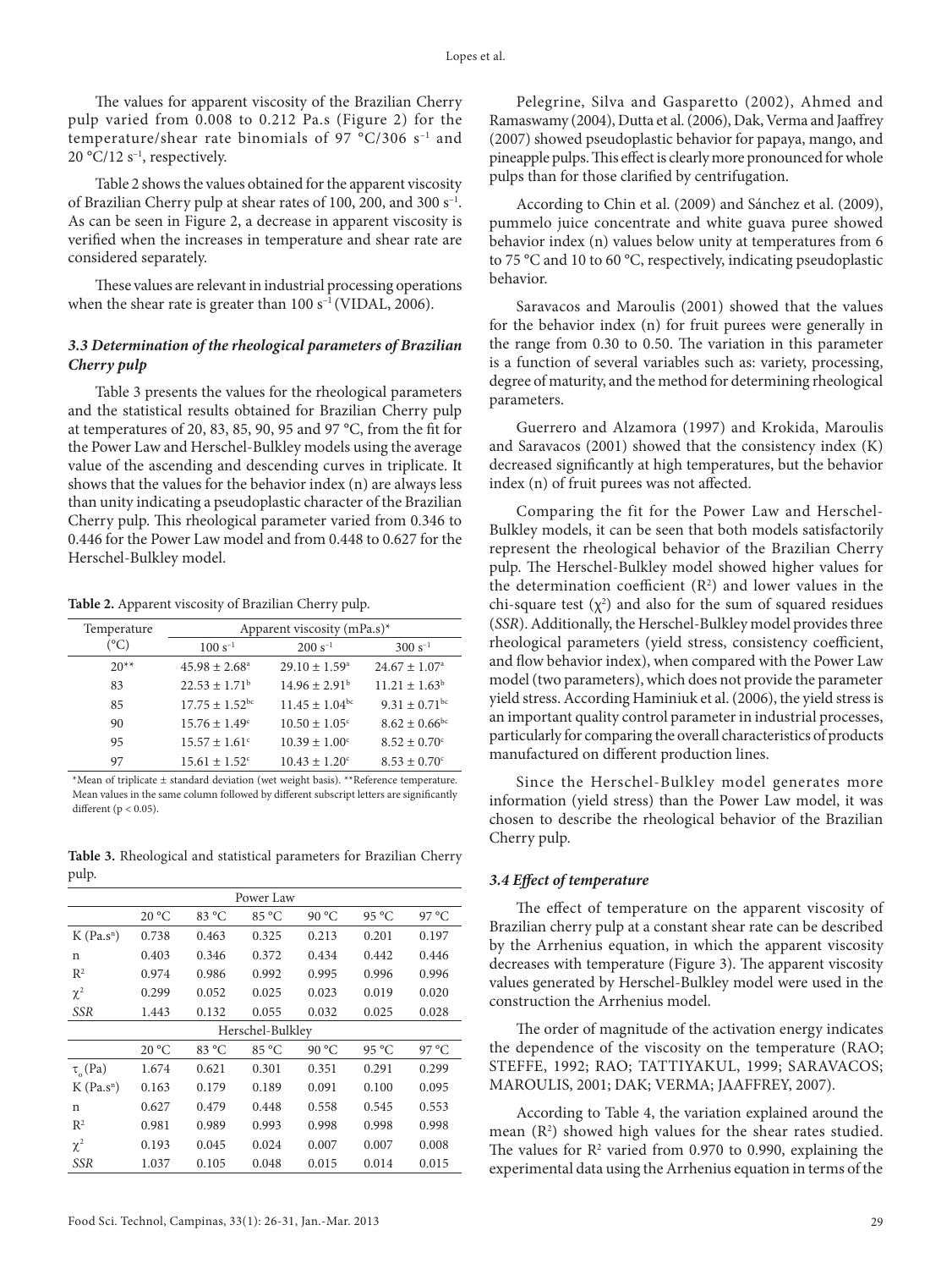The values for apparent viscosity of the Brazilian Cherry pulp varied from 0.008 to 0.212 Pa.s (Figure 2) for the temperature/shear rate binomials of 97 °C/306 $s^{-1}$ and 20 °C/12 $s^{-1}$, respectively.

Table 2 shows the values obtained for the apparent viscosity of Brazilian Cherry pulp at shear rates of 100, 200, and 300 $s^{-1}$. As can be seen in Figure 2, a decrease in apparent viscosity is verified when the increases in temperature and shear rate are considered separately.

These values are relevant in industrial processing operations when the shear rate is greater than 100 $s^{-1}$ (VIDAL, 2006).

### *3.3 Determination of the rheological parameters of Brazilian Cherry pulp*

Table 3 presents the values for the rheological parameters and the statistical results obtained for Brazilian Cherry pulp at temperatures of 20, 83, 85, 90, 95 and 97 °C, from the fit for the Power Law and Herschel-Bulkley models using the average value of the ascending and descending curves in triplicate. It shows that the values for the behavior index (n) are always less than unity indicating a pseudoplastic character of the Brazilian Cherry pulp. This rheological parameter varied from 0.346 to 0.446 for the Power Law model and from 0.448 to 0.627 for the Herschel-Bulkley model.

**Table 2.** Apparent viscosity of Brazilian Cherry pulp.

| Temperature (°C) | Apparent viscosity (mPa.s)* | | |
|---|---|---|---|
| | 100 $s^{-1}$ | 200 $s^{-1}$ | 300 $s^{-1}$ |
| 20** | 45.98 ± 2.68[a] | 29.10 ± 1.59[a] | 24.67 ± 1.07[a] |
| 83 | 22.53 ± 1.71[b] | 14.96 ± 2.91[b] | 11.21 ± 1.63[b] |
| 85 | 17.75 ± 1.52[bc] | 11.45 ± 1.04[bc] | 9.31 ± 0.71[bc] |
| 90 | 15.76 ± 1.49[c] | 10.50 ± 1.05[c] | 8.62 ± 0.66[bc] |
| 95 | 15.57 ± 1.61[c] | 10.39 ± 1.00[c] | 8.52 ± 0.70[c] |
| 97 | 15.61 ± 1.52[c] | 10.43 ± 1.20[c] | 8.53 ± 0.70[c] |

*Mean of triplicate ± standard deviation (wet weight basis). **Reference temperature. Mean values in the same column followed by different subscript letters are significantly different ($p < 0.05$).

**Table 3.** Rheological and statistical parameters for Brazilian Cherry pulp.

| Power Law | | | | | | |
|---|---|---|---|---|---|---|
| | 20 °C | 83 °C | 85 °C | 90 °C | 95 °C | 97 °C |
| K ($Pa.s^n$) | 0.738 | 0.463 | 0.325 | 0.213 | 0.201 | 0.197 |
| n | 0.403 | 0.346 | 0.372 | 0.434 | 0.442 | 0.446 |
| $R^2$ | 0.974 | 0.986 | 0.992 | 0.995 | 0.996 | 0.996 |
| $\chi^2$ | 0.299 | 0.052 | 0.025 | 0.023 | 0.019 | 0.020 |
| *SSR* | 1.443 | 0.132 | 0.055 | 0.032 | 0.025 | 0.028 |
| **Herschel-Bulkley** | | | | | | |
| | 20 °C | 83 °C | 85 °C | 90 °C | 95 °C | 97 °C |
| $\tau_o$ (Pa) | 1.674 | 0.621 | 0.301 | 0.351 | 0.291 | 0.299 |
| K ($Pa.s^n$) | 0.163 | 0.179 | 0.189 | 0.091 | 0.100 | 0.095 |
| n | 0.627 | 0.479 | 0.448 | 0.558 | 0.545 | 0.553 |
| $R^2$ | 0.981 | 0.989 | 0.993 | 0.998 | 0.998 | 0.998 |
| $\chi^2$ | 0.193 | 0.045 | 0.024 | 0.007 | 0.007 | 0.008 |
| *SSR* | 1.037 | 0.105 | 0.048 | 0.015 | 0.014 | 0.015 |

Pelegrine, Silva and Gasparetto (2002), Ahmed and Ramaswamy (2004), Dutta et al. (2006), Dak, Verma and Jaaffrey (2007) showed pseudoplastic behavior for papaya, mango, and pineapple pulps. This effect is clearly more pronounced for whole pulps than for those clarified by centrifugation.

According to Chin et al. (2009) and Sánchez et al. (2009), pummelo juice concentrate and white guava puree showed behavior index (n) values below unity at temperatures from 6 to 75 °C and 10 to 60 °C, respectively, indicating pseudoplastic behavior.

Saravacos and Maroulis (2001) showed that the values for the behavior index (n) for fruit purees were generally in the range from 0.30 to 0.50. The variation in this parameter is a function of several variables such as: variety, processing, degree of maturity, and the method for determining rheological parameters.

Guerrero and Alzamora (1997) and Krokida, Maroulis and Saravacos (2001) showed that the consistency index (K) decreased significantly at high temperatures, but the behavior index (n) of fruit purees was not affected.

Comparing the fit for the Power Law and Herschel-Bulkley models, it can be seen that both models satisfactorily represent the rheological behavior of the Brazilian Cherry pulp. The Herschel-Bulkley model showed higher values for the determination coefficient ($R^2$) and lower values in the chi-square test ($\chi^2$) and also for the sum of squared residues (*SSR*). Additionally, the Herschel-Bulkley model provides three rheological parameters (yield stress, consistency coefficient, and flow behavior index), when compared with the Power Law model (two parameters), which does not provide the parameter yield stress. According Haminiuk et al. (2006), the yield stress is an important quality control parameter in industrial processes, particularly for comparing the overall characteristics of products manufactured on different production lines.

Since the Herschel-Bulkley model generates more information (yield stress) than the Power Law model, it was chosen to describe the rheological behavior of the Brazilian Cherry pulp.

### *3.4 Effect of temperature*

The effect of temperature on the apparent viscosity of Brazilian cherry pulp at a constant shear rate can be described by the Arrhenius equation, in which the apparent viscosity decreases with temperature (Figure 3). The apparent viscosity values generated by Herschel-Bulkley model were used in the construction the Arrhenius model.

The order of magnitude of the activation energy indicates the dependence of the viscosity on the temperature (RAO; STEFFE, 1992; RAO; TATTIYAKUL, 1999; SARAVACOS; MAROULIS, 2001; DAK; VERMA; JAAFFREY, 2007).

According to Table 4, the variation explained around the mean ($R^2$) showed high values for the shear rates studied. The values for $R^2$ varied from 0.970 to 0.990, explaining the experimental data using the Arrhenius equation in terms of the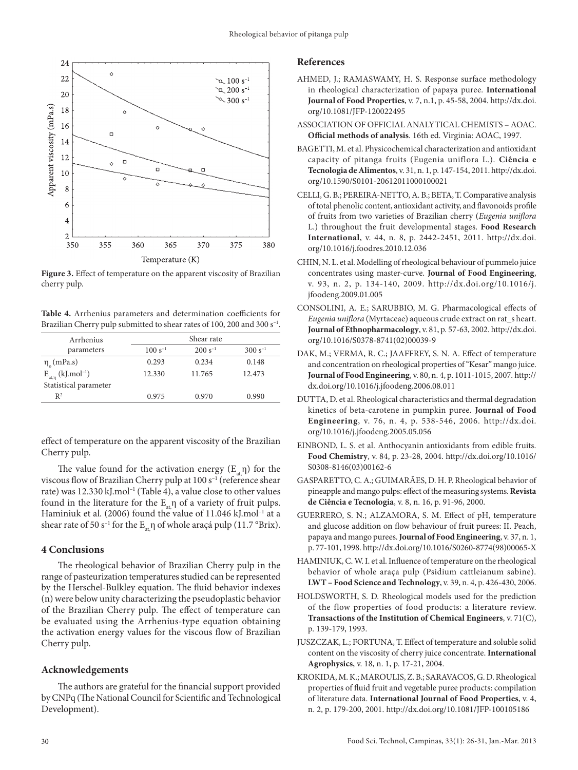**Figure 3.** Effect of temperature on the apparent viscosity of Brazilian cherry pulp.

**Table 4.** Arrhenius parameters and determination coefficients for Brazilian Cherry pulp submitted to shear rates of 100, 200 and 300 $s^{-1}$.

| Arrhenius parameters | Shear rate | | |
|---|---|---|---|
| | 100 $s^{-1}$ | 200 $s^{-1}$ | 300 $s^{-1}$ |
| $\eta_o$ (mPa.s) | 0.293 | 0.234 | 0.148 |
| $E_{at,\eta}$ (kJ.mol$^{-1}$) | 12.330 | 11.765 | 12.473 |
| Statistical parameter | | | |
| $R^2$ | 0.975 | 0.970 | 0.990 |

effect of temperature on the apparent viscosity of the Brazilian Cherry pulp.

The value found for the activation energy ($E_{at,}\eta$) for the viscous flow of Brazilian Cherry pulp at 100 $s^{-1}$ (reference shear rate) was 12.330 kJ.mol$^{-1}$ (Table 4), a value close to other values found in the literature for the $E_{at,}\eta$ of a variety of fruit pulps. Haminiuk et al. (2006) found the value of 11.046 kJ.mol$^{-1}$ at a shear rate of 50 $s^{-1}$ for the $E_{at,}\eta$ of whole araçá pulp (11.7 °Brix).

## 4 Conclusions

The rheological behavior of Brazilian Cherry pulp in the range of pasteurization temperatures studied can be represented by the Herschel-Bulkley equation. The fluid behavior indexes (n) were below unity characterizing the pseudoplastic behavior of the Brazilian Cherry pulp. The effect of temperature can be evaluated using the Arrhenius-type equation obtaining the activation energy values for the viscous flow of Brazilian Cherry pulp.

## Acknowledgements

The authors are grateful for the financial support provided by CNPq (The National Council for Scientific and Technological Development).

## References

AHMED, J.; RAMASWAMY, H. S. Response surface methodology in rheological characterization of papaya puree. **International Journal of Food Properties**, v. 7, n.1, p. 45-58, 2004. http://dx.doi.org/10.1081/JFP-120022495

ASSOCIATION OF OFFICIAL ANALYTICAL CHEMISTS – AOAC. **Official methods of analysis**. 16th ed. Virginia: AOAC, 1997.

BAGETTI, M. et al. Physicochemical characterization and antioxidant capacity of pitanga fruits (Eugenia uniflora L.). **Ciência e Tecnologia de Alimentos**, v. 31, n. 1, p. 147-154, 2011. http://dx.doi.org/10.1590/S0101-20612011000100021

CELLI, G. B.; PEREIRA-NETTO, A. B.; BETA, T. Comparative analysis of total phenolic content, antioxidant activity, and flavonoids profile of fruits from two varieties of Brazilian cherry (*Eugenia uniflora* L.) throughout the fruit developmental stages. **Food Research International**, v. 44, n. 8, p. 2442-2451, 2011. http://dx.doi.org/10.1016/j.foodres.2010.12.036

CHIN, N. L. et al. Modelling of rheological behaviour of pummelo juice concentrates using master-curve. **Journal of Food Engineering**, v. 93, n. 2, p. 134-140, 2009. http://dx.doi.org/10.1016/j.jfoodeng.2009.01.005

CONSOLINI, A. E.; SARUBBIO, M. G. Pharmacological effects of *Eugenia uniflora* (Myrtaceae) aqueous crude extract on rat_s heart. **Journal of Ethnopharmacology**, v. 81, p. 57-63, 2002. http://dx.doi.org/10.1016/S0378-8741(02)00039-9

DAK, M.; VERMA, R. C.; JAAFFREY, S. N. A. Effect of temperature and concentration on rheological properties of "Kesar" mango juice. **Journal of Food Engineering**, v. 80, n. 4, p. 1011-1015, 2007. http://dx.doi.org/10.1016/j.jfoodeng.2006.08.011

DUTTA, D. et al. Rheological characteristics and thermal degradation kinetics of beta-carotene in pumpkin puree. **Journal of Food Engineering**, v. 76, n. 4, p. 538-546, 2006. http://dx.doi.org/10.1016/j.jfoodeng.2005.05.056

EINBOND, L. S. et al. Anthocyanin antioxidants from edible fruits. **Food Chemistry**, v. 84, p. 23-28, 2004. http://dx.doi.org/10.1016/S0308-8146(03)00162-6

GASPARETTO, C. A.; GUIMARÃES, D. H. P. Rheological behavior of pineapple and mango pulps: effect of the measuring systems. **Revista de Ciência e Tecnologia**, v. 8, n. 16, p. 91-96, 2000.

GUERRERO, S. N.; ALZAMORA, S. M. Effect of pH, temperature and glucose addition on flow behaviour of fruit purees: II. Peach, papaya and mango purees. **Journal of Food Engineering**, v. 37, n. 1, p. 77-101, 1998. http://dx.doi.org/10.1016/S0260-8774(98)00065-X

HAMINIUK, C. W. I. et al. Influence of temperature on the rheological behavior of whole araça pulp (Psidium cattleianum sabine). **LWT – Food Science and Technology**, v. 39, n. 4, p. 426-430, 2006.

HOLDSWORTH, S. D. Rheological models used for the prediction of the flow properties of food products: a literature review. **Transactions of the Institution of Chemical Engineers**, v. 71(C), p. 139-179, 1993.

JUSZCZAK, L.; FORTUNA, T. Effect of temperature and soluble solid content on the viscosity of cherry juice concentrate. **International Agrophysics**, v. 18, n. 1, p. 17-21, 2004.

KROKIDA, M. K.; MAROULIS, Z. B.; SARAVACOS, G. D. Rheological properties of fluid fruit and vegetable puree products: compilation of literature data. **International Journal of Food Properties**, v. 4, n. 2, p. 179-200, 2001. http://dx.doi.org/10.1081/JFP-100105186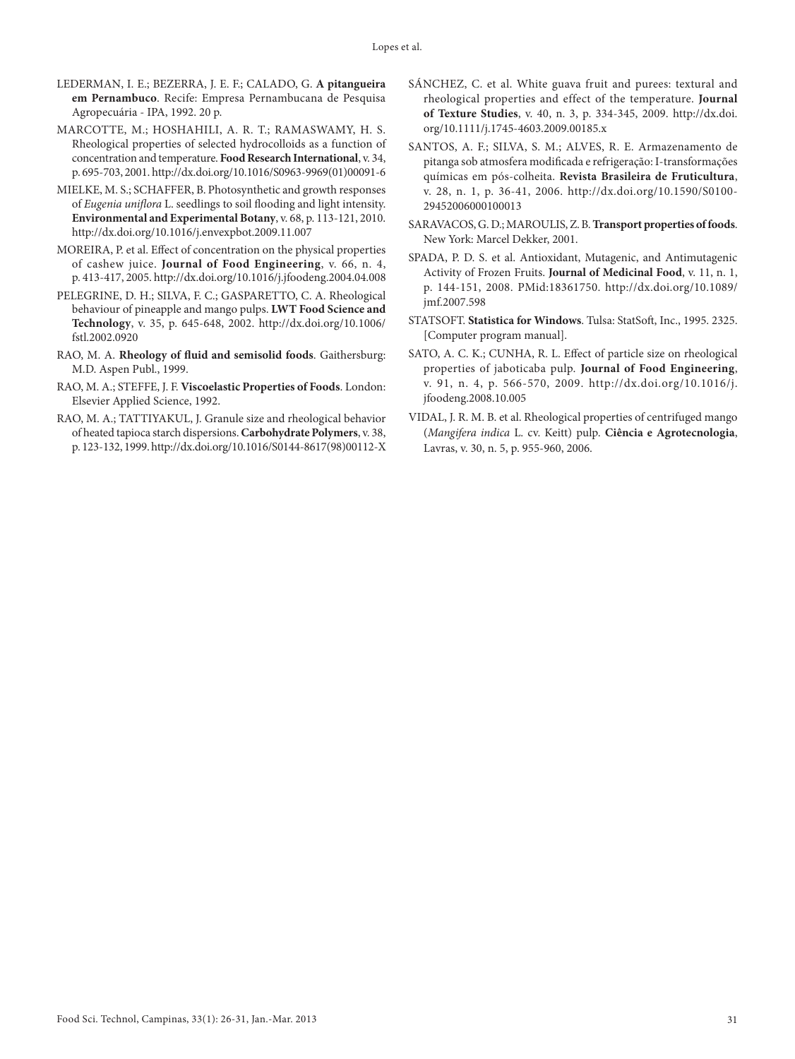LEDERMAN, I. E.; BEZERRA, J. E. F.; CALADO, G. **A pitangueira em Pernambuco**. Recife: Empresa Pernambucana de Pesquisa Agropecuária - IPA, 1992. 20 p.

MARCOTTE, M.; HOSHAHILI, A. R. T.; RAMASWAMY, H. S. Rheological properties of selected hydrocolloids as a function of concentration and temperature. **Food Research International**, v. 34, p. 695-703, 2001. http://dx.doi.org/10.1016/S0963-9969(01)00091-6

MIELKE, M. S.; SCHAFFER, B. Photosynthetic and growth responses of *Eugenia uniflora* L. seedlings to soil flooding and light intensity. **Environmental and Experimental Botany**, v. 68, p. 113-121, 2010. http://dx.doi.org/10.1016/j.envexpbot.2009.11.007

MOREIRA, P. et al. Effect of concentration on the physical properties of cashew juice. **Journal of Food Engineering**, v. 66, n. 4, p. 413-417, 2005. http://dx.doi.org/10.1016/j.jfoodeng.2004.04.008

PELEGRINE, D. H.; SILVA, F. C.; GASPARETTO, C. A. Rheological behaviour of pineapple and mango pulps. **LWT Food Science and Technology**, v. 35, p. 645-648, 2002. http://dx.doi.org/10.1006/fstl.2002.0920

RAO, M. A. **Rheology of fluid and semisolid foods**. Gaithersburg: M.D. Aspen Publ., 1999.

RAO, M. A.; STEFFE, J. F. **Viscoelastic Properties of Foods**. London: Elsevier Applied Science, 1992.

RAO, M. A.; TATTIYAKUL, J. Granule size and rheological behavior of heated tapioca starch dispersions. **Carbohydrate Polymers**, v. 38, p. 123-132, 1999. http://dx.doi.org/10.1016/S0144-8617(98)00112-X

SÁNCHEZ, C. et al. White guava fruit and purees: textural and rheological properties and effect of the temperature. **Journal of Texture Studies**, v. 40, n. 3, p. 334-345, 2009. http://dx.doi.org/10.1111/j.1745-4603.2009.00185.x

SANTOS, A. F.; SILVA, S. M.; ALVES, R. E. Armazenamento de pitanga sob atmosfera modificada e refrigeração: I-transformações químicas em pós-colheita. **Revista Brasileira de Fruticultura**, v. 28, n. 1, p. 36-41, 2006. http://dx.doi.org/10.1590/S0100-29452006000100013

SARAVACOS, G. D.; MAROULIS, Z. B. **Transport properties of foods**. New York: Marcel Dekker, 2001.

SPADA, P. D. S. et al. Antioxidant, Mutagenic, and Antimutagenic Activity of Frozen Fruits. **Journal of Medicinal Food**, v. 11, n. 1, p. 144-151, 2008. PMid:18361750. http://dx.doi.org/10.1089/jmf.2007.598

STATSOFT. **Statistica for Windows**. Tulsa: StatSoft, Inc., 1995. 2325. [Computer program manual].

SATO, A. C. K.; CUNHA, R. L. Effect of particle size on rheological properties of jaboticaba pulp. **Journal of Food Engineering**, v. 91, n. 4, p. 566-570, 2009. http://dx.doi.org/10.1016/j.jfoodeng.2008.10.005

VIDAL, J. R. M. B. et al. Rheological properties of centrifuged mango (*Mangifera indica* L. cv. Keitt) pulp. **Ciência e Agrotecnologia**, Lavras, v. 30, n. 5, p. 955-960, 2006.